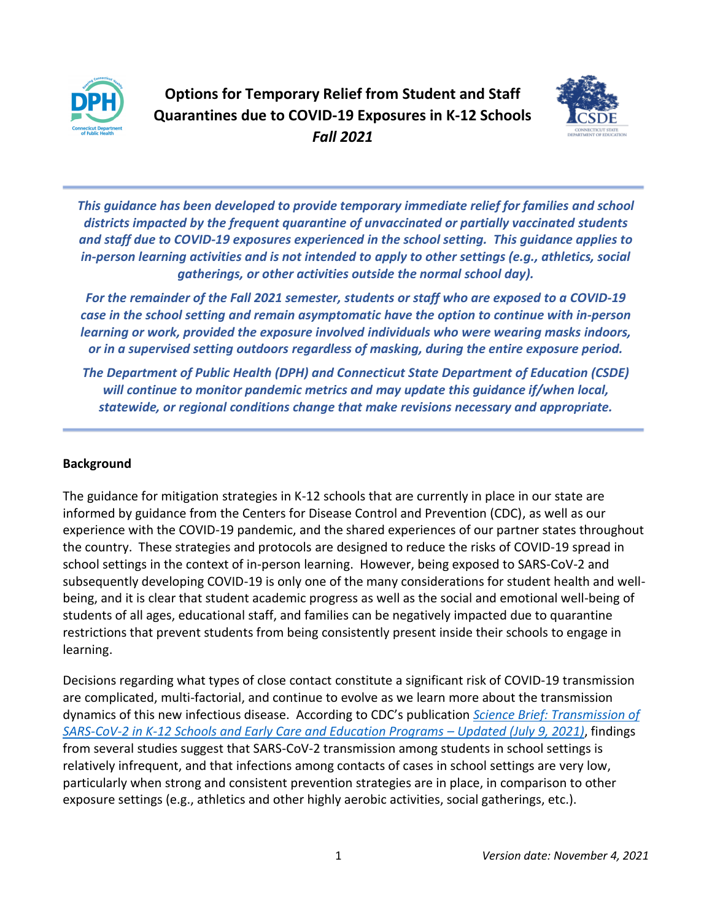# Options for Temporary Relief from Student and Staff Quarantines due to COVID-19 Exposures in K-12 Schools

***Fall 2021***

***This guidance has been developed to provide temporary immediate relief for families and school districts impacted by the frequent quarantine of unvaccinated or partially vaccinated students and staff due to COVID-19 exposures experienced in the school setting. This guidance applies to in-person learning activities and is not intended to apply to other settings (e.g., athletics, social gatherings, or other activities outside the normal school day).***

***For the remainder of the Fall 2021 semester, students or staff who are exposed to a COVID-19 case in the school setting and remain asymptomatic have the option to continue with in-person learning or work, provided the exposure involved individuals who were wearing masks indoors, or in a supervised setting outdoors regardless of masking, during the entire exposure period.***

***The Department of Public Health (DPH) and Connecticut State Department of Education (CSDE) will continue to monitor pandemic metrics and may update this guidance if/when local, statewide, or regional conditions change that make revisions necessary and appropriate.***

## Background

The guidance for mitigation strategies in K-12 schools that are currently in place in our state are informed by guidance from the Centers for Disease Control and Prevention (CDC), as well as our experience with the COVID-19 pandemic, and the shared experiences of our partner states throughout the country. These strategies and protocols are designed to reduce the risks of COVID-19 spread in school settings in the context of in-person learning. However, being exposed to SARS-CoV-2 and subsequently developing COVID-19 is only one of the many considerations for student health and well-being, and it is clear that student academic progress as well as the social and emotional well-being of students of all ages, educational staff, and families can be negatively impacted due to quarantine restrictions that prevent students from being consistently present inside their schools to engage in learning.

Decisions regarding what types of close contact constitute a significant risk of COVID-19 transmission are complicated, multi-factorial, and continue to evolve as we learn more about the transmission dynamics of this new infectious disease. According to CDC's publication *Science Brief: Transmission of SARS-CoV-2 in K-12 Schools and Early Care and Education Programs – Updated (July 9, 2021)*, findings from several studies suggest that SARS-CoV-2 transmission among students in school settings is relatively infrequent, and that infections among contacts of cases in school settings are very low, particularly when strong and consistent prevention strategies are in place, in comparison to other exposure settings (e.g., athletics and other highly aerobic activities, social gatherings, etc.).

*Version date: November 4, 2021*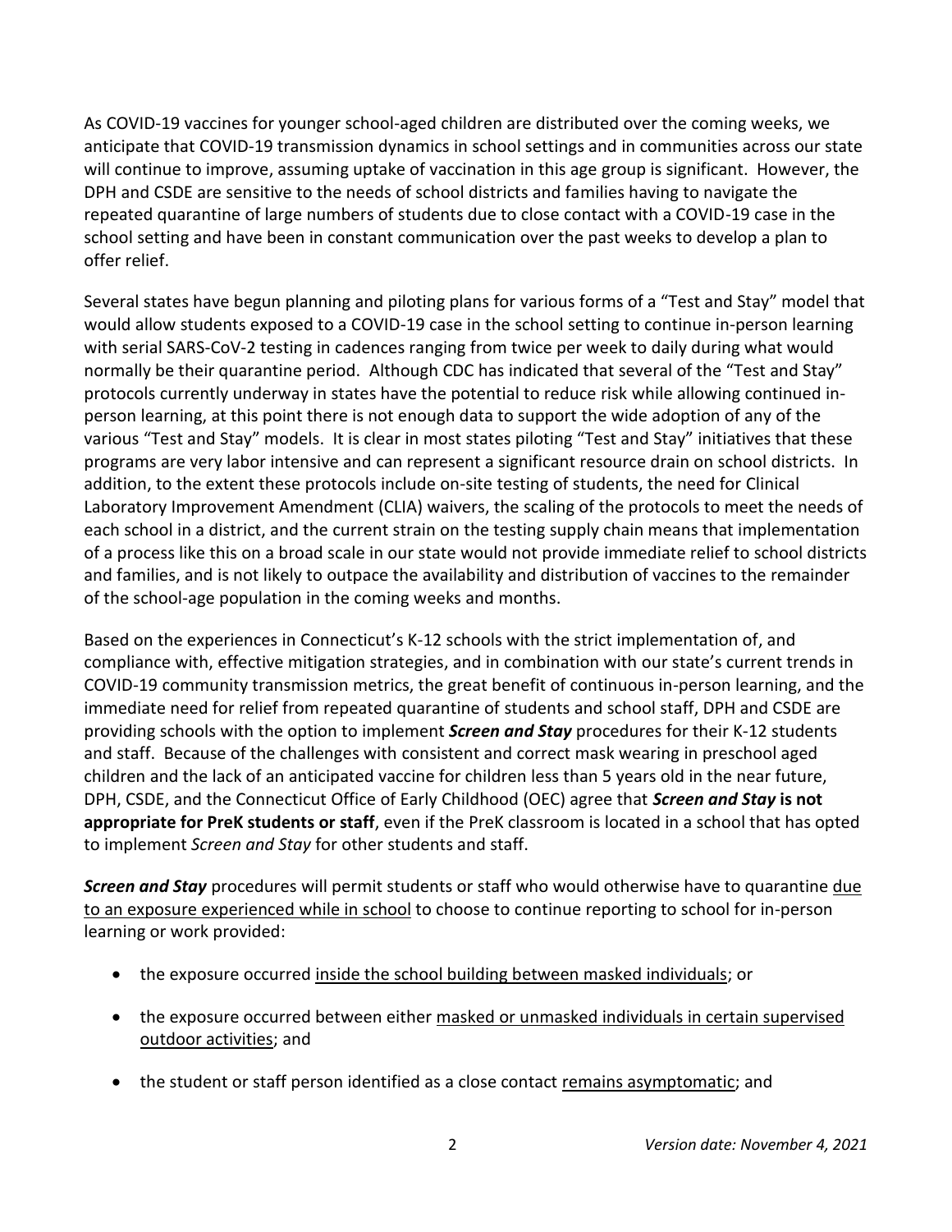As COVID-19 vaccines for younger school-aged children are distributed over the coming weeks, we anticipate that COVID-19 transmission dynamics in school settings and in communities across our state will continue to improve, assuming uptake of vaccination in this age group is significant. However, the DPH and CSDE are sensitive to the needs of school districts and families having to navigate the repeated quarantine of large numbers of students due to close contact with a COVID-19 case in the school setting and have been in constant communication over the past weeks to develop a plan to offer relief.

Several states have begun planning and piloting plans for various forms of a "Test and Stay" model that would allow students exposed to a COVID-19 case in the school setting to continue in-person learning with serial SARS-CoV-2 testing in cadences ranging from twice per week to daily during what would normally be their quarantine period. Although CDC has indicated that several of the "Test and Stay" protocols currently underway in states have the potential to reduce risk while allowing continued in-person learning, at this point there is not enough data to support the wide adoption of any of the various "Test and Stay" models. It is clear in most states piloting "Test and Stay" initiatives that these programs are very labor intensive and can represent a significant resource drain on school districts. In addition, to the extent these protocols include on-site testing of students, the need for Clinical Laboratory Improvement Amendment (CLIA) waivers, the scaling of the protocols to meet the needs of each school in a district, and the current strain on the testing supply chain means that implementation of a process like this on a broad scale in our state would not provide immediate relief to school districts and families, and is not likely to outpace the availability and distribution of vaccines to the remainder of the school-age population in the coming weeks and months.

Based on the experiences in Connecticut's K-12 schools with the strict implementation of, and compliance with, effective mitigation strategies, and in combination with our state's current trends in COVID-19 community transmission metrics, the great benefit of continuous in-person learning, and the immediate need for relief from repeated quarantine of students and school staff, DPH and CSDE are providing schools with the option to implement ***Screen and Stay*** procedures for their K-12 students and staff. Because of the challenges with consistent and correct mask wearing in preschool aged children and the lack of an anticipated vaccine for children less than 5 years old in the near future, DPH, CSDE, and the Connecticut Office of Early Childhood (OEC) agree that ***Screen and Stay* is not appropriate for PreK students or staff**, even if the PreK classroom is located in a school that has opted to implement *Screen and Stay* for other students and staff.

***Screen and Stay*** procedures will permit students or staff who would otherwise have to quarantine due to an exposure experienced while in school to choose to continue reporting to school for in-person learning or work provided:

- the exposure occurred inside the school building between masked individuals; or
- the exposure occurred between either masked or unmasked individuals in certain supervised outdoor activities; and
- the student or staff person identified as a close contact remains asymptomatic; and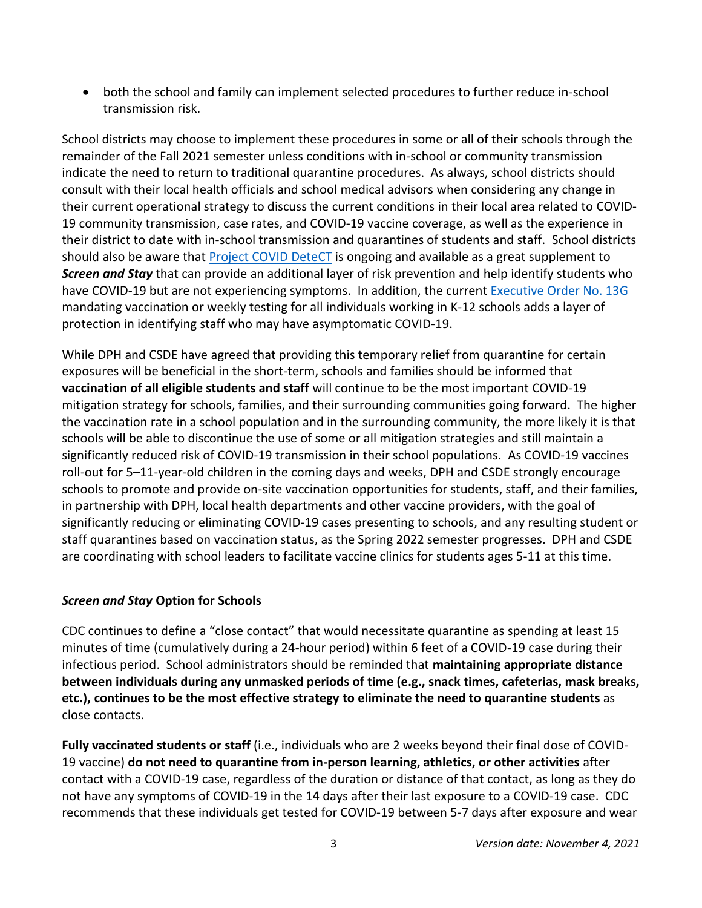- both the school and family can implement selected procedures to further reduce in-school transmission risk.

School districts may choose to implement these procedures in some or all of their schools through the remainder of the Fall 2021 semester unless conditions with in-school or community transmission indicate the need to return to traditional quarantine procedures. As always, school districts should consult with their local health officials and school medical advisors when considering any change in their current operational strategy to discuss the current conditions in their local area related to COVID-19 community transmission, case rates, and COVID-19 vaccine coverage, as well as the experience in their district to date with in-school transmission and quarantines of students and staff. School districts should also be aware that [Project COVID DeteCT](#) is ongoing and available as a great supplement to ***Screen and Stay*** that can provide an additional layer of risk prevention and help identify students who have COVID-19 but are not experiencing symptoms. In addition, the current [Executive Order No. 13G](#) mandating vaccination or weekly testing for all individuals working in K-12 schools adds a layer of protection in identifying staff who may have asymptomatic COVID-19.

While DPH and CSDE have agreed that providing this temporary relief from quarantine for certain exposures will be beneficial in the short-term, schools and families should be informed that **vaccination of all eligible students and staff** will continue to be the most important COVID-19 mitigation strategy for schools, families, and their surrounding communities going forward. The higher the vaccination rate in a school population and in the surrounding community, the more likely it is that schools will be able to discontinue the use of some or all mitigation strategies and still maintain a significantly reduced risk of COVID-19 transmission in their school populations. As COVID-19 vaccines roll-out for 5–11-year-old children in the coming days and weeks, DPH and CSDE strongly encourage schools to promote and provide on-site vaccination opportunities for students, staff, and their families, in partnership with DPH, local health departments and other vaccine providers, with the goal of significantly reducing or eliminating COVID-19 cases presenting to schools, and any resulting student or staff quarantines based on vaccination status, as the Spring 2022 semester progresses. DPH and CSDE are coordinating with school leaders to facilitate vaccine clinics for students ages 5-11 at this time.

### ***Screen and Stay*** Option for Schools

CDC continues to define a "close contact" that would necessitate quarantine as spending at least 15 minutes of time (cumulatively during a 24-hour period) within 6 feet of a COVID-19 case during their infectious period. School administrators should be reminded that **maintaining appropriate distance between individuals during any <u>unmasked</u> periods of time (e.g., snack times, cafeterias, mask breaks, etc.), continues to be the most effective strategy to eliminate the need to quarantine students** as close contacts.

**Fully vaccinated students or staff** (i.e., individuals who are 2 weeks beyond their final dose of COVID-19 vaccine) **do not need to quarantine from in-person learning, athletics, or other activities** after contact with a COVID-19 case, regardless of the duration or distance of that contact, as long as they do not have any symptoms of COVID-19 in the 14 days after their last exposure to a COVID-19 case. CDC recommends that these individuals get tested for COVID-19 between 5-7 days after exposure and wear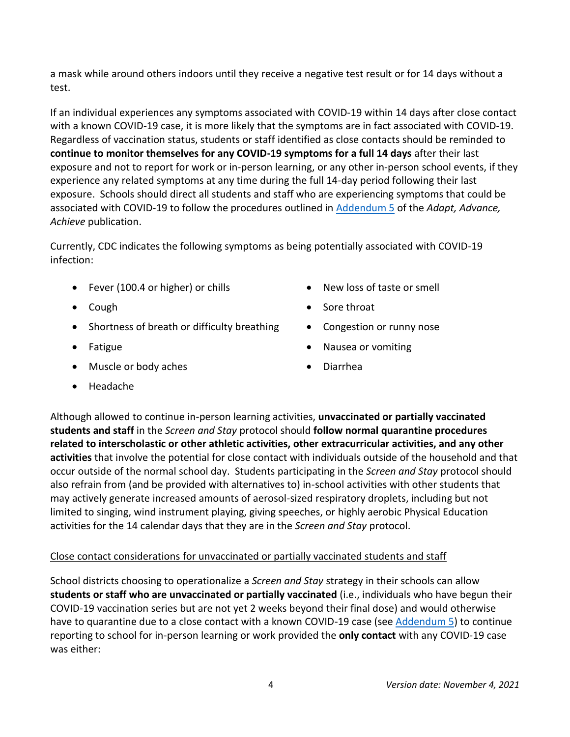a mask while around others indoors until they receive a negative test result or for 14 days without a test.

If an individual experiences any symptoms associated with COVID-19 within 14 days after close contact with a known COVID-19 case, it is more likely that the symptoms are in fact associated with COVID-19. Regardless of vaccination status, students or staff identified as close contacts should be reminded to **continue to monitor themselves for any COVID-19 symptoms for a full 14 days** after their last exposure and not to report for work or in-person learning, or any other in-person school events, if they experience any related symptoms at any time during the full 14-day period following their last exposure. Schools should direct all students and staff who are experiencing symptoms that could be associated with COVID-19 to follow the procedures outlined in [Addendum 5](#) of the *Adapt, Advance, Achieve* publication.

Currently, CDC indicates the following symptoms as being potentially associated with COVID-19 infection:

- Fever (100.4 or higher) or chills
- Cough
- Shortness of breath or difficulty breathing
- Fatigue
- Muscle or body aches
- Headache
- New loss of taste or smell
- Sore throat
- Congestion or runny nose
- Nausea or vomiting
- Diarrhea

Although allowed to continue in-person learning activities, **unvaccinated or partially vaccinated students and staff** in the *Screen and Stay* protocol should **follow normal quarantine procedures related to interscholastic or other athletic activities, other extracurricular activities, and any other activities** that involve the potential for close contact with individuals outside of the household and that occur outside of the normal school day. Students participating in the *Screen and Stay* protocol should also refrain from (and be provided with alternatives to) in-school activities with other students that may actively generate increased amounts of aerosol-sized respiratory droplets, including but not limited to singing, wind instrument playing, giving speeches, or highly aerobic Physical Education activities for the 14 calendar days that they are in the *Screen and Stay* protocol.

<u>Close contact considerations for unvaccinated or partially vaccinated students and staff</u>

School districts choosing to operationalize a *Screen and Stay* strategy in their schools can allow **students or staff who are unvaccinated or partially vaccinated** (i.e., individuals who have begun their COVID-19 vaccination series but are not yet 2 weeks beyond their final dose) and would otherwise have to quarantine due to a close contact with a known COVID-19 case (see [Addendum 5](#)) to continue reporting to school for in-person learning or work provided the **only contact** with any COVID-19 case was either: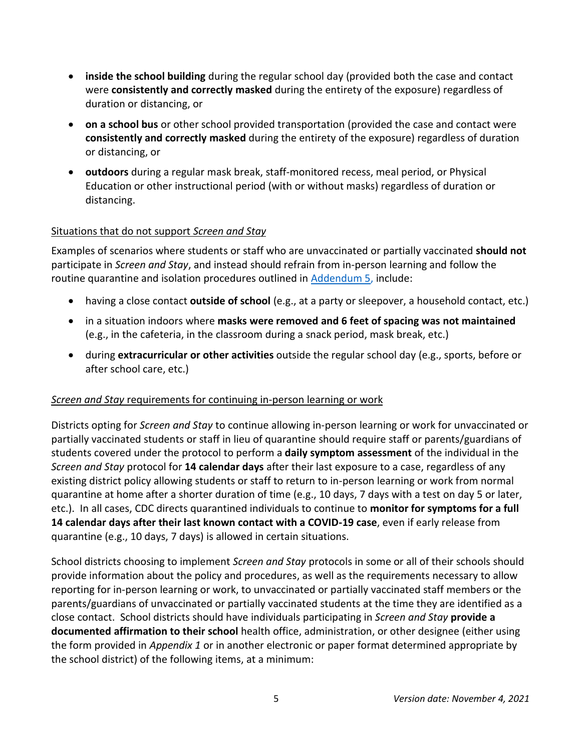- **inside the school building** during the regular school day (provided both the case and contact were **consistently and correctly masked** during the entirety of the exposure) regardless of duration or distancing, or
- **on a school bus** or other school provided transportation (provided the case and contact were **consistently and correctly masked** during the entirety of the exposure) regardless of duration or distancing, or
- **outdoors** during a regular mask break, staff-monitored recess, meal period, or Physical Education or other instructional period (with or without masks) regardless of duration or distancing.

<u>Situations that do not support *Screen and Stay*</u>

Examples of scenarios where students or staff who are unvaccinated or partially vaccinated **should not** participate in *Screen and Stay*, and instead should refrain from in-person learning and follow the routine quarantine and isolation procedures outlined in Addendum 5, include:

- having a close contact **outside of school** (e.g., at a party or sleepover, a household contact, etc.)
- in a situation indoors where **masks were removed and 6 feet of spacing was not maintained** (e.g., in the cafeteria, in the classroom during a snack period, mask break, etc.)
- during **extracurricular or other activities** outside the regular school day (e.g., sports, before or after school care, etc.)

<u>*Screen and Stay* requirements for continuing in-person learning or work</u>

Districts opting for *Screen and Stay* to continue allowing in-person learning or work for unvaccinated or partially vaccinated students or staff in lieu of quarantine should require staff or parents/guardians of students covered under the protocol to perform a **daily symptom assessment** of the individual in the *Screen and Stay* protocol for **14 calendar days** after their last exposure to a case, regardless of any existing district policy allowing students or staff to return to in-person learning or work from normal quarantine at home after a shorter duration of time (e.g., 10 days, 7 days with a test on day 5 or later, etc.). In all cases, CDC directs quarantined individuals to continue to **monitor for symptoms for a full 14 calendar days after their last known contact with a COVID-19 case**, even if early release from quarantine (e.g., 10 days, 7 days) is allowed in certain situations.

School districts choosing to implement *Screen and Stay* protocols in some or all of their schools should provide information about the policy and procedures, as well as the requirements necessary to allow reporting for in-person learning or work, to unvaccinated or partially vaccinated staff members or the parents/guardians of unvaccinated or partially vaccinated students at the time they are identified as a close contact. School districts should have individuals participating in *Screen and Stay* **provide a documented affirmation to their school** health office, administration, or other designee (either using the form provided in *Appendix 1* or in another electronic or paper format determined appropriate by the school district) of the following items, at a minimum: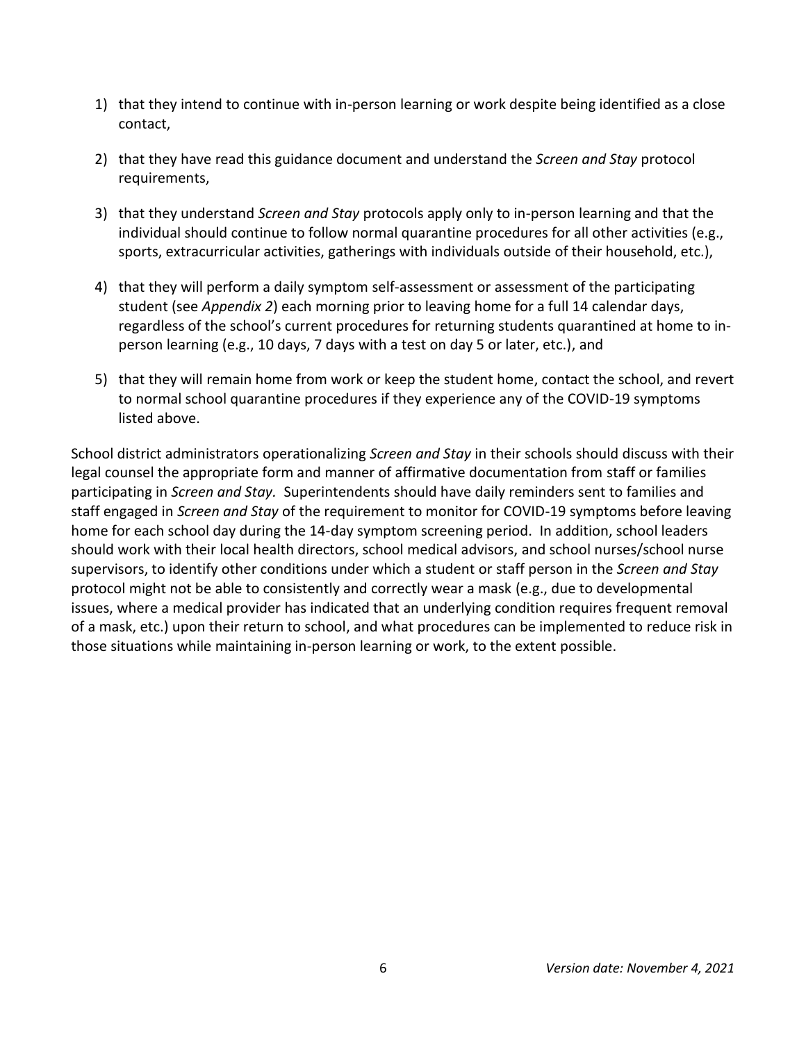1) that they intend to continue with in-person learning or work despite being identified as a close contact,

2) that they have read this guidance document and understand the *Screen and Stay* protocol requirements,

3) that they understand *Screen and Stay* protocols apply only to in-person learning and that the individual should continue to follow normal quarantine procedures for all other activities (e.g., sports, extracurricular activities, gatherings with individuals outside of their household, etc.),

4) that they will perform a daily symptom self-assessment or assessment of the participating student (see *Appendix 2*) each morning prior to leaving home for a full 14 calendar days, regardless of the school's current procedures for returning students quarantined at home to in-person learning (e.g., 10 days, 7 days with a test on day 5 or later, etc.), and

5) that they will remain home from work or keep the student home, contact the school, and revert to normal school quarantine procedures if they experience any of the COVID-19 symptoms listed above.

School district administrators operationalizing *Screen and Stay* in their schools should discuss with their legal counsel the appropriate form and manner of affirmative documentation from staff or families participating in *Screen and Stay.* Superintendents should have daily reminders sent to families and staff engaged in *Screen and Stay* of the requirement to monitor for COVID-19 symptoms before leaving home for each school day during the 14-day symptom screening period. In addition, school leaders should work with their local health directors, school medical advisors, and school nurses/school nurse supervisors, to identify other conditions under which a student or staff person in the *Screen and Stay* protocol might not be able to consistently and correctly wear a mask (e.g., due to developmental issues, where a medical provider has indicated that an underlying condition requires frequent removal of a mask, etc.) upon their return to school, and what procedures can be implemented to reduce risk in those situations while maintaining in-person learning or work, to the extent possible.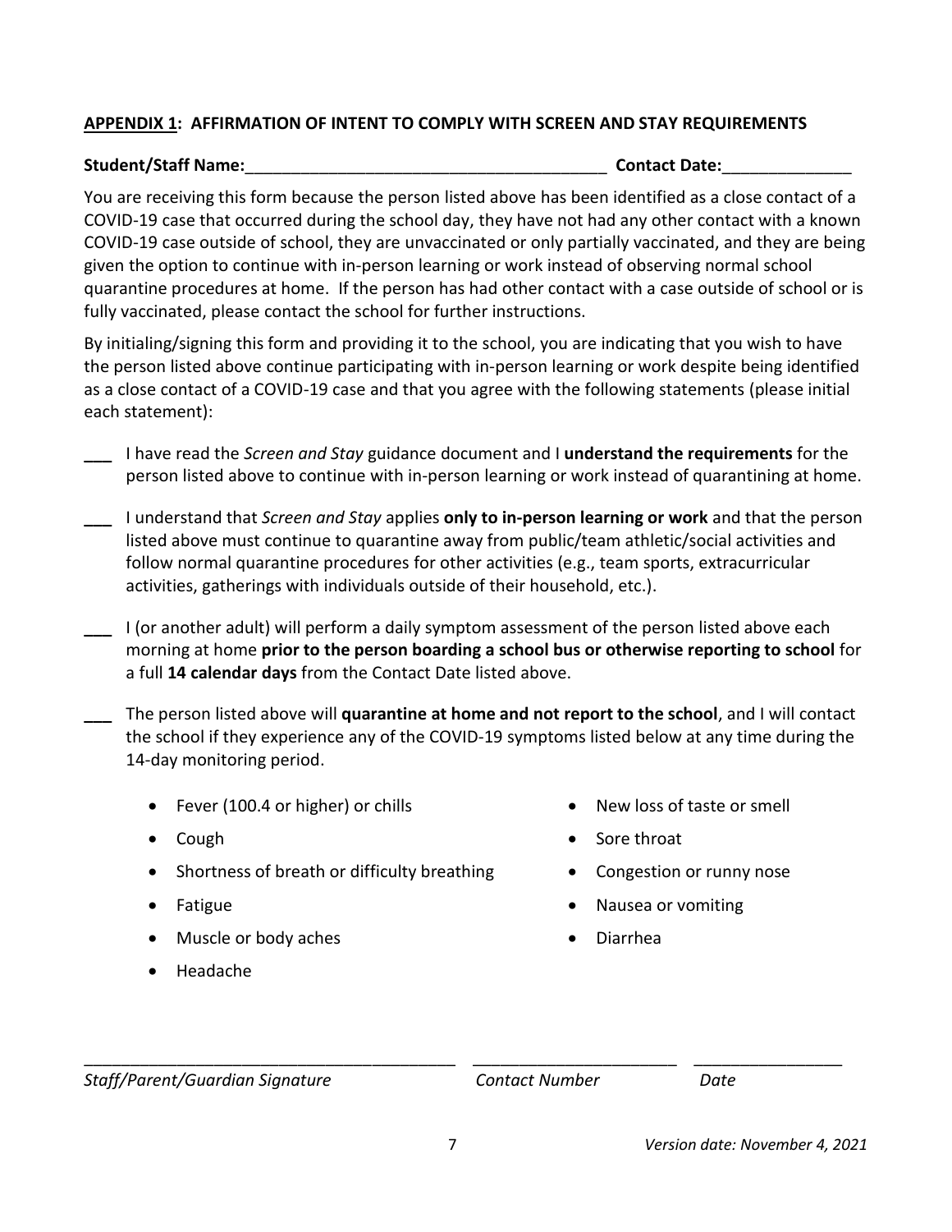## **<u>APPENDIX 1</u>: AFFIRMATION OF INTENT TO COMPLY WITH SCREEN AND STAY REQUIREMENTS**

**Student/Staff Name:**_______________________________________ **Contact Date:**______________

You are receiving this form because the person listed above has been identified as a close contact of a COVID-19 case that occurred during the school day, they have not had any other contact with a known COVID-19 case outside of school, they are unvaccinated or only partially vaccinated, and they are being given the option to continue with in-person learning or work instead of observing normal school quarantine procedures at home. If the person has had other contact with a case outside of school or is fully vaccinated, please contact the school for further instructions.

By initialing/signing this form and providing it to the school, you are indicating that you wish to have the person listed above continue participating with in-person learning or work despite being identified as a close contact of a COVID-19 case and that you agree with the following statements (please initial each statement):

___ I have read the *Screen and Stay* guidance document and I **understand the requirements** for the person listed above to continue with in-person learning or work instead of quarantining at home.

___ I understand that *Screen and Stay* applies **only to in-person learning or work** and that the person listed above must continue to quarantine away from public/team athletic/social activities and follow normal quarantine procedures for other activities (e.g., team sports, extracurricular activities, gatherings with individuals outside of their household, etc.).

___ I (or another adult) will perform a daily symptom assessment of the person listed above each morning at home **prior to the person boarding a school bus or otherwise reporting to school** for a full **14 calendar days** from the Contact Date listed above.

___ The person listed above will **quarantine at home and not report to the school**, and I will contact the school if they experience any of the COVID-19 symptoms listed below at any time during the 14-day monitoring period.

- Fever (100.4 or higher) or chills
- Cough
- Shortness of breath or difficulty breathing
- Fatigue
- Muscle or body aches
- Headache
- New loss of taste or smell
- Sore throat
- Congestion or runny nose
- Nausea or vomiting
- Diarrhea

_________________________________________ ______________________ ________________

*Staff/Parent/Guardian Signature* *Contact Number* *Date*

*Version date: November 4, 2021*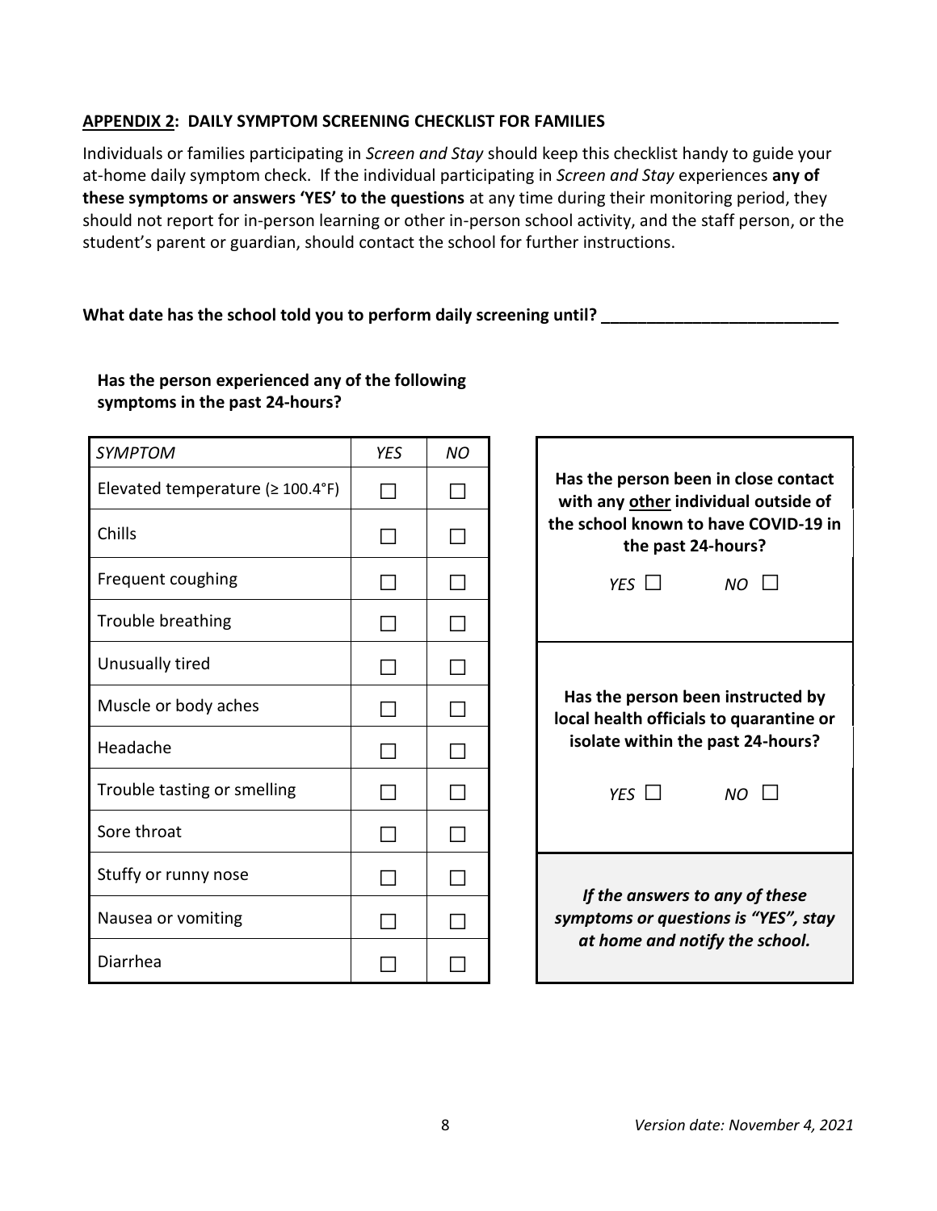## APPENDIX 2: DAILY SYMPTOM SCREENING CHECKLIST FOR FAMILIES

Individuals or families participating in *Screen and Stay* should keep this checklist handy to guide your at-home daily symptom check. If the individual participating in *Screen and Stay* experiences **any of these symptoms or answers 'YES' to the questions** at any time during their monitoring period, they should not report for in-person learning or other in-person school activity, and the staff person, or the student's parent or guardian, should contact the school for further instructions.

**What date has the school told you to perform daily screening until? \_\_\_\_\_\_\_\_\_\_\_\_\_\_\_\_\_\_\_\_\_\_\_\_\_\_**

**Has the person experienced any of the following symptoms in the past 24-hours?**

| *SYMPTOM* | *YES* | *NO* |
|---|---|---|
| Elevated temperature (≥ 100.4°F) | ☐ | ☐ |
| Chills | ☐ | ☐ |
| Frequent coughing | ☐ | ☐ |
| Trouble breathing | ☐ | ☐ |
| Unusually tired | ☐ | ☐ |
| Muscle or body aches | ☐ | ☐ |
| Headache | ☐ | ☐ |
| Trouble tasting or smelling | ☐ | ☐ |
| Sore throat | ☐ | ☐ |
| Stuffy or runny nose | ☐ | ☐ |
| Nausea or vomiting | ☐ | ☐ |
| Diarrhea | ☐ | ☐ |

**Has the person been in close contact with any <u>other</u> individual outside of the school known to have COVID-19 in the past 24-hours?**

*YES* ☐ *NO* ☐

**Has the person been instructed by local health officials to quarantine or isolate within the past 24-hours?**

*YES* ☐ *NO* ☐

***If the answers to any of these symptoms or questions is "YES", stay at home and notify the school.***

*Version date: November 4, 2021*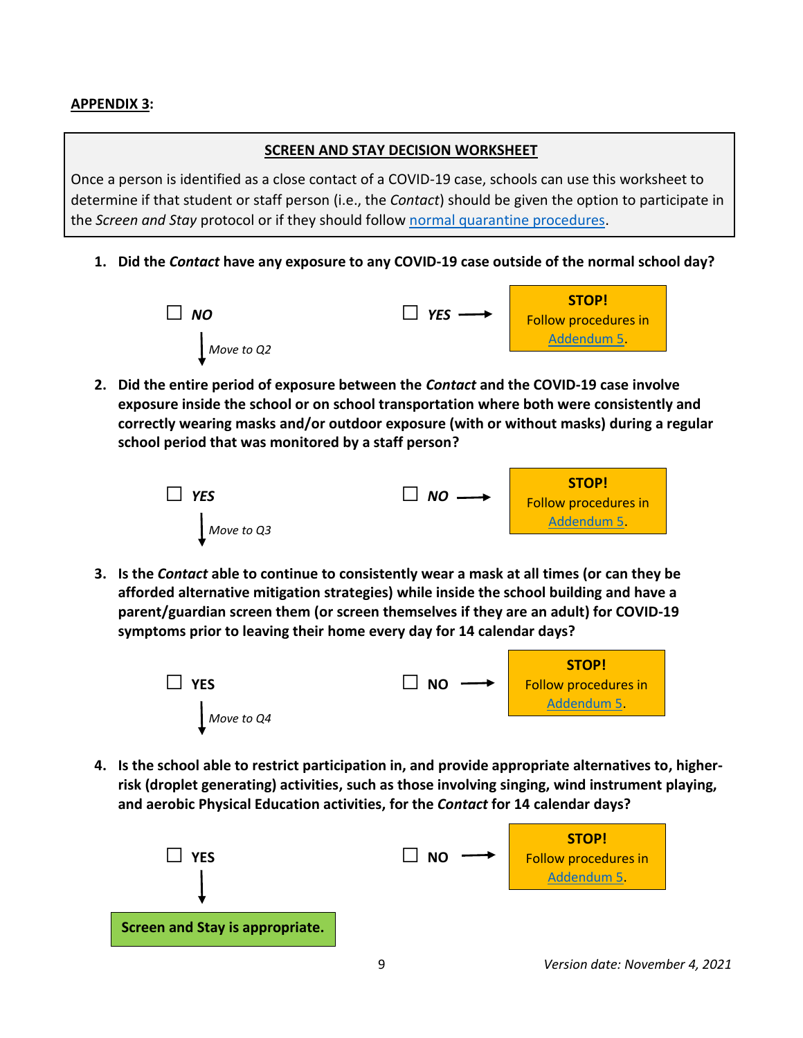**APPENDIX 3**:

**SCREEN AND STAY DECISION WORKSHEET**

Once a person is identified as a close contact of a COVID-19 case, schools can use this worksheet to determine if that student or staff person (i.e., the *Contact*) should be given the option to participate in the *Screen and Stay* protocol or if they should follow normal quarantine procedures.

1. **Did the *Contact* have any exposure to any COVID-19 case outside of the normal school day?**

   ☐ ***NO*** → *Move to Q2*

   ☐ ***YES*** → **STOP!** Follow procedures in Addendum 5.

2. **Did the entire period of exposure between the *Contact* and the COVID-19 case involve exposure inside the school or on school transportation where both were consistently and correctly wearing masks and/or outdoor exposure (with or without masks) during a regular school period that was monitored by a staff person?**

   ☐ ***YES*** → *Move to Q3*

   ☐ ***NO*** → **STOP!** Follow procedures in Addendum 5.

3. **Is the *Contact* able to continue to consistently wear a mask at all times (or can they be afforded alternative mitigation strategies) while inside the school building and have a parent/guardian screen them (or screen themselves if they are an adult) for COVID-19 symptoms prior to leaving their home every day for 14 calendar days?**

   ☐ **YES** → *Move to Q4*

   ☐ **NO** → **STOP!** Follow procedures in Addendum 5.

4. **Is the school able to restrict participation in, and provide appropriate alternatives to, higher-risk (droplet generating) activities, such as those involving singing, wind instrument playing, and aerobic Physical Education activities, for the *Contact* for 14 calendar days?**

   ☐ **YES** → **Screen and Stay is appropriate.**

   ☐ **NO** → **STOP!** Follow procedures in Addendum 5.

*Version date: November 4, 2021*